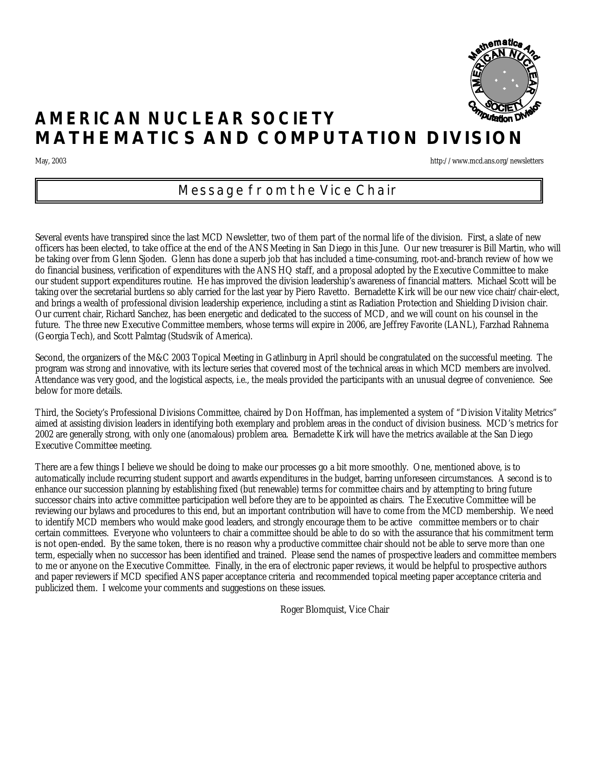# AMERICAN NUCLEAR SOCIETY MATHEMATICS AND COMPUTATION DIVISION

May, 2003 http://www.mcd.ans.org/newsletters

## Message from the Vice Chair

Several events have transpired since the last MCD Newsletter, two of them part of the normal life of the division. First, a slate of new officers has been elected, to take office at the end of the ANS Meeting in San Diego in this June. Our new treasurer is Bill Martin, who will be taking over from Glenn Sjoden. Glenn has done a superb job that has included a time-consuming, root-and-branch review of how we do financial business, verification of expenditures with the ANS HQ staff, and a proposal adopted by the Executive Committee to make our student support expenditures routine. He has improved the division leadership's awareness of financial matters. Michael Scott will be taking over the secretarial burdens so ably carried for the last year by Piero Ravetto. Bernadette Kirk will be our new vice chair/chair-elect, and brings a wealth of professional division leadership experience, including a stint as Radiation Protection and Shielding Division chair. Our current chair, Richard Sanchez, has been energetic and dedicated to the success of MCD, and we will count on his counsel in the future. The three new Executive Committee members, whose terms will expire in 2006, are Jeffrey Favorite (LANL), Farzhad Rahnema (Georgia Tech), and Scott Palmtag (Studsvik of America).

Second, the organizers of the M&C 2003 Topical Meeting in Gatlinburg in April should be congratulated on the successful meeting. The program was strong and innovative, with its lecture series that covered most of the technical areas in which MCD members are involved. Attendance was very good, and the logistical aspects, i.e., the meals provided the participants with an unusual degree of convenience. See below for more details.

Third, the Society's Professional Divisions Committee, chaired by Don Hoffman, has implemented a system of "Division Vitality Metrics" aimed at assisting division leaders in identifying both exemplary and problem areas in the conduct of division business. MCD's metrics for 2002 are generally strong, with only one (anomalous) problem area. Bernadette Kirk will have the metrics available at the San Diego Executive Committee meeting.

There are a few things I believe we should be doing to make our processes go a bit more smoothly. One, mentioned above, is to automatically include recurring student support and awards expenditures in the budget, barring unforeseen circumstances. A second is to enhance our succession planning by establishing fixed (but renewable) terms for committee chairs and by attempting to bring future successor chairs into active committee participation well before they are to be appointed as chairs. The Executive Committee will be reviewing our bylaws and procedures to this end, but an important contribution will have to come from the MCD membership. We need to identify MCD members who would make good leaders, and strongly encourage them to be active committee members or to chair certain committees. Everyone who volunteers to chair a committee should be able to do so with the assurance that his commitment term is not open-ended. By the same token, there is no reason why a productive committee chair should not be able to serve more than one term, especially when no successor has been identified and trained. Please send the names of prospective leaders and committee members to me or anyone on the Executive Committee. Finally, in the era of electronic paper reviews, it would be helpful to prospective authors and paper reviewers if MCD specified ANS paper acceptance criteria and recommended topical meeting paper acceptance criteria and publicized them. I welcome your comments and suggestions on these issues.

Roger Blomquist, Vice Chair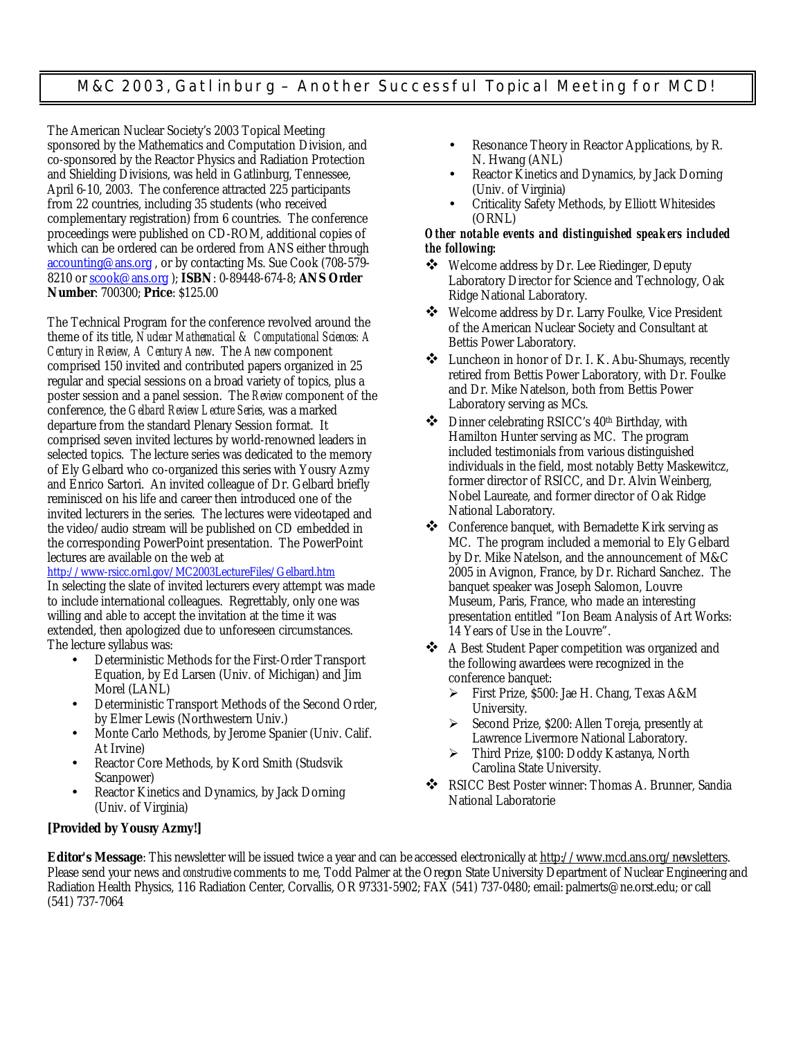## M&C 2003, Gatlinburg – Another Successful Topical Meeting for MCD!

The American Nuclear Society's 2003 Topical Meeting sponsored by the Mathematics and Computation Division, and co-sponsored by the Reactor Physics and Radiation Protection and Shielding Divisions, was held in Gatlinburg, Tennessee, April 6-10, 2003. The conference attracted 225 participants from 22 countries, including 35 students (who received complementary registration) from 6 countries. The conference proceedings were published on CD-ROM, additional copies of which can be ordered can be ordered from ANS either through accounting@ans.org , or by contacting Ms. Sue Cook (708-579-8210 or scook@ans.org ); **ISBN**: 0-89448-674-8; **ANS Order Number**: 700300; **Price**: $125.00

The Technical Program for the conference revolved around the theme of its title, *Nuclear Mathematical & Computational Sciences: A Century in Review, A Century Anew*. The *Anew* component comprised 150 invited and contributed papers organized in 25 regular and special sessions on a broad variety of topics, plus a poster session and a panel session. The *Review* component of the conference, the *Gelbard Review Lecture Series*, was a marked departure from the standard Plenary Session format. It comprised seven invited lectures by world-renowned leaders in selected topics. The lecture series was dedicated to the memory of Ely Gelbard who co-organized this series with Yousry Azmy and Enrico Sartori. An invited colleague of Dr. Gelbard briefly reminisced on his life and career then introduced one of the invited lecturers in the series. The lectures were videotaped and the video/audio stream will be published on CD embedded in the corresponding PowerPoint presentation. The PowerPoint lectures are available on the web at http://www-rsicc.ornl.gov/MC2003LectureFiles/Gelbard.htm In selecting the slate of invited lecturers every attempt was made to include international colleagues. Regrettably, only one was willing and able to accept the invitation at the time it was extended, then apologized due to unforeseen circumstances. The lecture syllabus was:

- Deterministic Methods for the First-Order Transport Equation, by Ed Larsen (Univ. of Michigan) and Jim Morel (LANL)
- Deterministic Transport Methods of the Second Order, by Elmer Lewis (Northwestern Univ.)
- Monte Carlo Methods, by Jerome Spanier (Univ. Calif. At Irvine)
- Reactor Core Methods, by Kord Smith (Studsvik Scanpower)
- Reactor Kinetics and Dynamics, by Jack Dorning (Univ. of Virginia)
- Resonance Theory in Reactor Applications, by R. N. Hwang (ANL)
- Reactor Kinetics and Dynamics, by Jack Dorning (Univ. of Virginia)
- Criticality Safety Methods, by Elliott Whitesides (ORNL)

***Other notable events and distinguished speakers included the following:***

- Welcome address by Dr. Lee Riedinger, Deputy Laboratory Director for Science and Technology, Oak Ridge National Laboratory.
- Welcome address by Dr. Larry Foulke, Vice President of the American Nuclear Society and Consultant at Bettis Power Laboratory.
- Luncheon in honor of Dr. I. K. Abu-Shumays, recently retired from Bettis Power Laboratory, with Dr. Foulke and Dr. Mike Natelson, both from Bettis Power Laboratory serving as MCs.
- Dinner celebrating RSICC's 40th Birthday, with Hamilton Hunter serving as MC. The program included testimonials from various distinguished individuals in the field, most notably Betty Maskewitcz, former director of RSICC, and Dr. Alvin Weinberg, Nobel Laureate, and former director of Oak Ridge National Laboratory.
- Conference banquet, with Bernadette Kirk serving as MC. The program included a memorial to Ely Gelbard by Dr. Mike Natelson, and the announcement of M&C 2005 in Avignon, France, by Dr. Richard Sanchez. The banquet speaker was Joseph Salomon, Louvre Museum, Paris, France, who made an interesting presentation entitled "Ion Beam Analysis of Art Works: 14 Years of Use in the Louvre".
- A Best Student Paper competition was organized and the following awardees were recognized in the conference banquet:
  - First Prize, $500: Jae H. Chang, Texas A&M University.
  - Second Prize, $200: Allen Toreja, presently at Lawrence Livermore National Laboratory.
  - Third Prize, $100: Doddy Kastanya, North Carolina State University.
- RSICC Best Poster winner: Thomas A. Brunner, Sandia National Laboratorie

**[Provided by Yousry Azmy!]**

**Editor's Message**: This newsletter will be issued twice a year and can be accessed electronically at http://www.mcd.ans.org/newsletters. Please send your news and *constructive* comments to me, Todd Palmer at the Oregon State University Department of Nuclear Engineering and Radiation Health Physics, 116 Radiation Center, Corvallis, OR 97331-5902; FAX (541) 737-0480; email: palmerts@ne.orst.edu; or call (541) 737-7064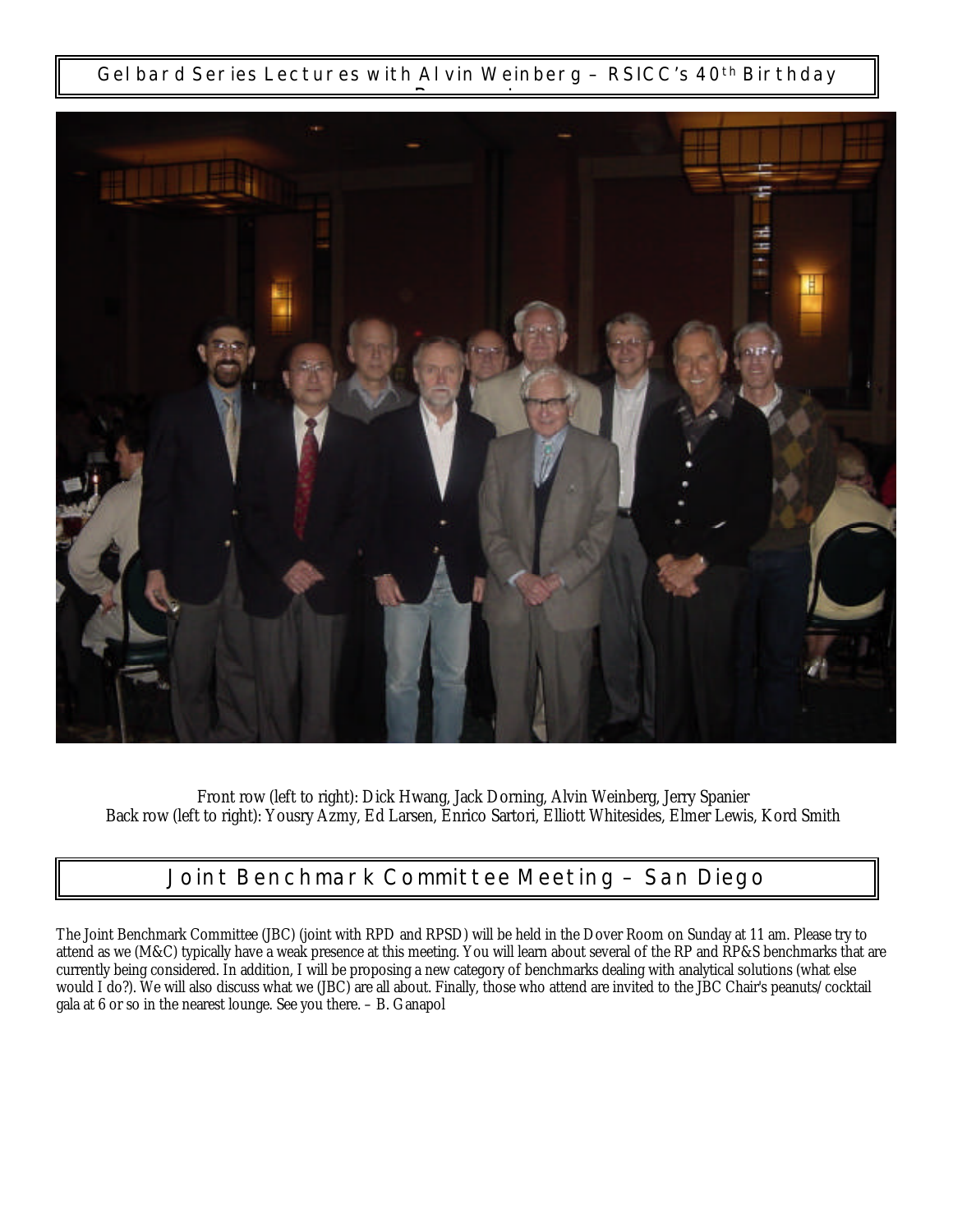## Gelbard Series Lectures with Alvin Weinberg – RSICC's 40th Birthday Banquet

Front row (left to right): Dick Hwang, Jack Dorning, Alvin Weinberg, Jerry Spanier
Back row (left to right): Yousry Azmy, Ed Larsen, Enrico Sartori, Elliott Whitesides, Elmer Lewis, Kord Smith

## Joint Benchmark Committee Meeting – San Diego

The Joint Benchmark Committee (JBC) (joint with RPD and RPSD) will be held in the Dover Room on Sunday at 11 am. Please try to attend as we (M&C) typically have a weak presence at this meeting. You will learn about several of the RP and RP&S benchmarks that are currently being considered. In addition, I will be proposing a new category of benchmarks dealing with analytical solutions (what else would I do?). We will also discuss what we (JBC) are all about. Finally, those who attend are invited to the JBC Chair's peanuts/cocktail gala at 6 or so in the nearest lounge. See you there. – B. Ganapol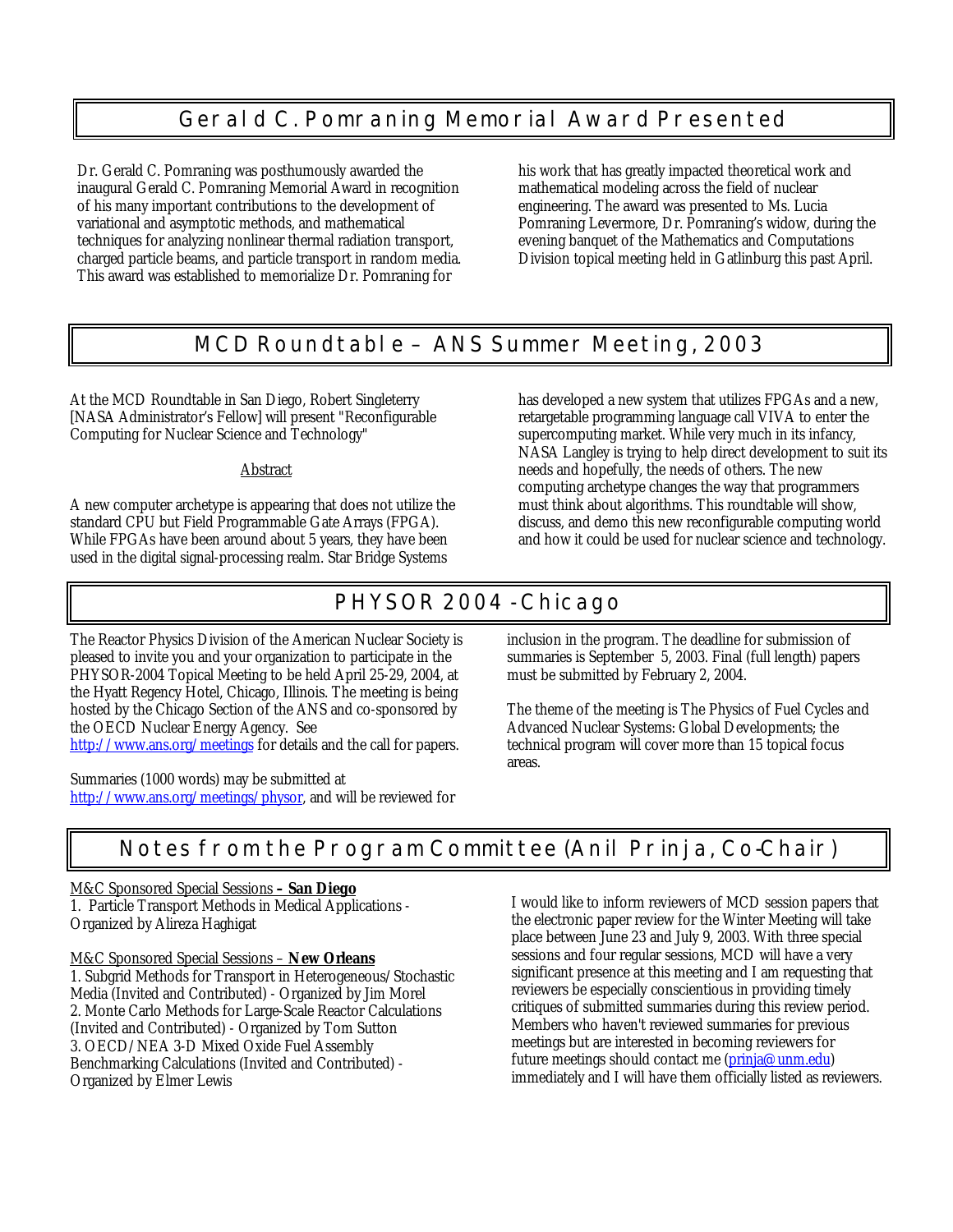## Gerald C. Pomraning Memorial Award Presented

Dr. Gerald C. Pomraning was posthumously awarded the inaugural Gerald C. Pomraning Memorial Award in recognition of his many important contributions to the development of variational and asymptotic methods, and mathematical techniques for analyzing nonlinear thermal radiation transport, charged particle beams, and particle transport in random media. This award was established to memorialize Dr. Pomraning for his work that has greatly impacted theoretical work and mathematical modeling across the field of nuclear engineering. The award was presented to Ms. Lucia Pomraning Levermore, Dr. Pomraning's widow, during the evening banquet of the Mathematics and Computations Division topical meeting held in Gatlinburg this past April.

## MCD Roundtable – ANS Summer Meeting, 2003

At the MCD Roundtable in San Diego, Robert Singleterry [NASA Administrator's Fellow] will present "Reconfigurable Computing for Nuclear Science and Technology"

<u>Abstract</u>

A new computer archetype is appearing that does not utilize the standard CPU but Field Programmable Gate Arrays (FPGA). While FPGAs have been around about 5 years, they have been used in the digital signal-processing realm. Star Bridge Systems has developed a new system that utilizes FPGAs and a new, retargetable programming language call VIVA to enter the supercomputing market. While very much in its infancy, NASA Langley is trying to help direct development to suit its needs and hopefully, the needs of others. The new computing archetype changes the way that programmers must think about algorithms. This roundtable will show, discuss, and demo this new reconfigurable computing world and how it could be used for nuclear science and technology.

## PHYSOR 2004 - Chicago

The Reactor Physics Division of the American Nuclear Society is pleased to invite you and your organization to participate in the PHYSOR-2004 Topical Meeting to be held April 25-29, 2004, at the Hyatt Regency Hotel, Chicago, Illinois. The meeting is being hosted by the Chicago Section of the ANS and co-sponsored by the OECD Nuclear Energy Agency. See http://www.ans.org/meetings for details and the call for papers.

Summaries (1000 words) may be submitted at http://www.ans.org/meetings/physor, and will be reviewed for inclusion in the program. The deadline for submission of summaries is September 5, 2003. Final (full length) papers must be submitted by February 2, 2004.

The theme of the meeting is The Physics of Fuel Cycles and Advanced Nuclear Systems: Global Developments; the technical program will cover more than 15 topical focus areas.

## Notes from the Program Committee (Anil Prinja, Co-Chair)

<u>M&C Sponsored Special Sessions</u> **– San Diego**

1. Particle Transport Methods in Medical Applications - Organized by Alireza Haghigat

<u>M&C Sponsored Special Sessions</u> – **New Orleans**

1. Subgrid Methods for Transport in Heterogeneous/Stochastic Media (Invited and Contributed) - Organized by Jim Morel
2. Monte Carlo Methods for Large-Scale Reactor Calculations (Invited and Contributed) - Organized by Tom Sutton
3. OECD/NEA 3-D Mixed Oxide Fuel Assembly Benchmarking Calculations (Invited and Contributed) - Organized by Elmer Lewis

I would like to inform reviewers of MCD session papers that the electronic paper review for the Winter Meeting will take place between June 23 and July 9, 2003. With three special sessions and four regular sessions, MCD will have a very significant presence at this meeting and I am requesting that reviewers be especially conscientious in providing timely critiques of submitted summaries during this review period. Members who haven't reviewed summaries for previous meetings but are interested in becoming reviewers for future meetings should contact me (prinja@unm.edu) immediately and I will have them officially listed as reviewers.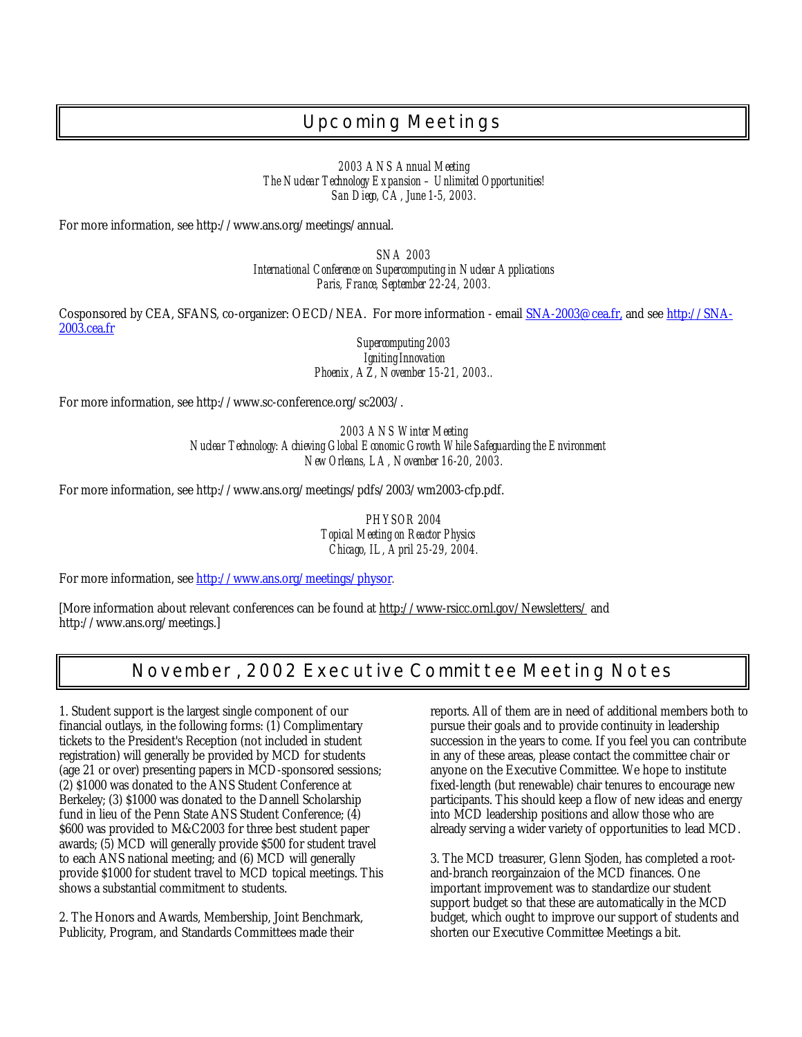## Upcoming Meetings

*2003 ANS Annual Meeting*
*The Nuclear Technology Expansion – Unlimited Opportunities!*
*San Diego, CA, June 1-5, 2003.*

For more information, see http://www.ans.org/meetings/annual.

*SNA 2003*
*International Conference on Supercomputing in Nuclear Applications*
*Paris, France, September 22-24, 2003.*

Cosponsored by CEA, SFANS, co-organizer: OECD/NEA. For more information - email SNA-2003@cea.fr, and see http://SNA-2003.cea.fr

*Supercomputing 2003*
*Igniting Innovation*
*Phoenix, AZ, November 15-21, 2003..*

For more information, see http://www.sc-conference.org/sc2003/.

*2003 ANS Winter Meeting*
*Nuclear Technology: Achieving Global Economic Growth While Safeguarding the Environment*
*New Orleans, LA, November 16-20, 2003.*

For more information, see http://www.ans.org/meetings/pdfs/2003/wm2003-cfp.pdf.

*PHYSOR 2004*
*Topical Meeting on Reactor Physics*
*Chicago, IL, April 25-29, 2004.*

For more information, see http://www.ans.org/meetings/physor.

[More information about relevant conferences can be found at http://www-rsicc.ornl.gov/Newsletters/ and http://www.ans.org/meetings.]

## November, 2002 Executive Committee Meeting Notes

1. Student support is the largest single component of our financial outlays, in the following forms: (1) Complimentary tickets to the President's Reception (not included in student registration) will generally be provided by MCD for students (age 21 or over) presenting papers in MCD-sponsored sessions; (2) $1000 was donated to the ANS Student Conference at Berkeley; (3) $1000 was donated to the Dannell Scholarship fund in lieu of the Penn State ANS Student Conference; (4) $600 was provided to M&C2003 for three best student paper awards; (5) MCD will generally provide $500 for student travel to each ANS national meeting; and (6) MCD will generally provide $1000 for student travel to MCD topical meetings. This shows a substantial commitment to students.

2. The Honors and Awards, Membership, Joint Benchmark, Publicity, Program, and Standards Committees made their reports. All of them are in need of additional members both to pursue their goals and to provide continuity in leadership succession in the years to come. If you feel you can contribute in any of these areas, please contact the committee chair or anyone on the Executive Committee. We hope to institute fixed-length (but renewable) chair tenures to encourage new participants. This should keep a flow of new ideas and energy into MCD leadership positions and allow those who are already serving a wider variety of opportunities to lead MCD.

3. The MCD treasurer, Glenn Sjoden, has completed a root-and-branch reorgainzaion of the MCD finances. One important improvement was to standardize our student support budget so that these are automatically in the MCD budget, which ought to improve our support of students and shorten our Executive Committee Meetings a bit.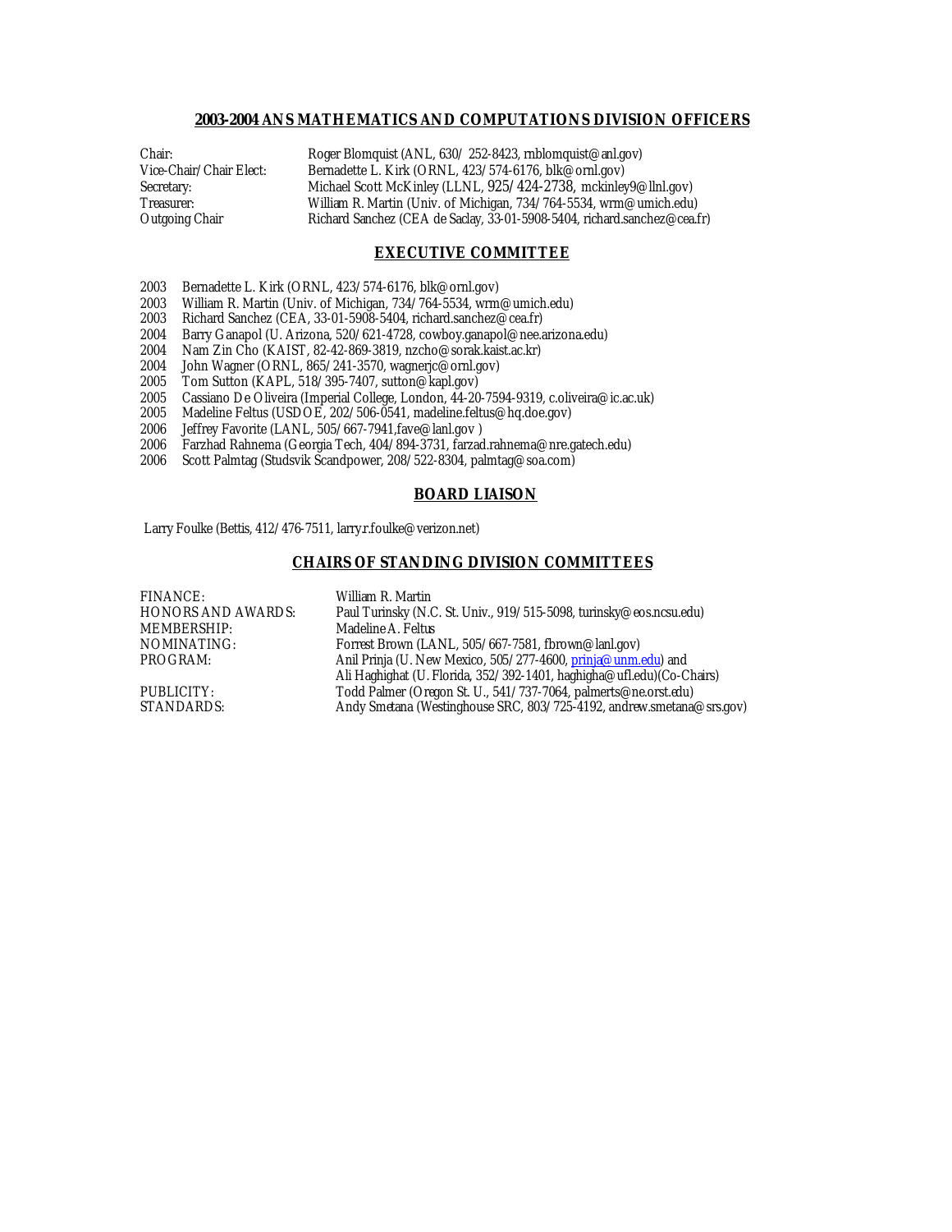## 2003-2004 ANS MATHEMATICS AND COMPUTATIONS DIVISION OFFICERS

| | |
|---|---|
| Chair: | Roger Blomquist (ANL, 630/ 252-8423, rnblomquist@anl.gov) |
| Vice-Chair/Chair Elect: | Bernadette L. Kirk (ORNL, 423/574-6176, blk@ornl.gov) |
| Secretary: | Michael Scott McKinley (LLNL, 925/424-2738, mckinley9@llnl.gov) |
| Treasurer: | William R. Martin (Univ. of Michigan, 734/764-5534, wrm@umich.edu) |
| Outgoing Chair | Richard Sanchez (CEA de Saclay, 33-01-5908-5404, richard.sanchez@cea.fr) |

## EXECUTIVE COMMITTEE

2003 Bernadette L. Kirk (ORNL, 423/574-6176, blk@ornl.gov)
2003 William R. Martin (Univ. of Michigan, 734/764-5534, wrm@umich.edu)
2003 Richard Sanchez (CEA, 33-01-5908-5404, richard.sanchez@cea.fr)
2004 Barry Ganapol (U. Arizona, 520/621-4728, cowboy.ganapol@nee.arizona.edu)
2004 Nam Zin Cho (KAIST, 82-42-869-3819, nzcho@sorak.kaist.ac.kr)
2004 John Wagner (ORNL, 865/241-3570, wagnerjc@ornl.gov)
2005 Tom Sutton (KAPL, 518/395-7407, sutton@kapl.gov)
2005 Cassiano De Oliveira (Imperial College, London, 44-20-7594-9319, c.oliveira@ic.ac.uk)
2005 Madeline Feltus (USDOE, 202/506-0541, madeline.feltus@hq.doe.gov)
2006 Jeffrey Favorite (LANL, 505/667-7941,fave@lanl.gov )
2006 Farzhad Rahnema (Georgia Tech, 404/894-3731, farzad.rahnema@nre.gatech.edu)
2006 Scott Palmtag (Studsvik Scandpower, 208/522-8304, palmtag@soa.com)

## BOARD LIAISON

Larry Foulke (Bettis, 412/476-7511, larry.r.foulke@verizon.net)

## CHAIRS OF STANDING DIVISION COMMITTEES

| | |
|---|---|
| FINANCE: | William R. Martin |
| HONORS AND AWARDS: | Paul Turinsky (N.C. St. Univ., 919/515-5098, turinsky@eos.ncsu.edu) |
| MEMBERSHIP: | Madeline A. Feltus |
| NOMINATING: | Forrest Brown (LANL, 505/667-7581, fbrown@lanl.gov) |
| PROGRAM: | Anil Prinja (U. New Mexico, 505/277-4600, prinja@unm.edu) and Ali Haghighat (U. Florida, 352/392-1401, haghigha@ufl.edu)(Co-Chairs) |
| PUBLICITY: | Todd Palmer (Oregon St. U., 541/737-7064, palmerts@ne.orst.edu) |
| STANDARDS: | Andy Smetana (Westinghouse SRC, 803/725-4192, andrew.smetana@srs.gov) |